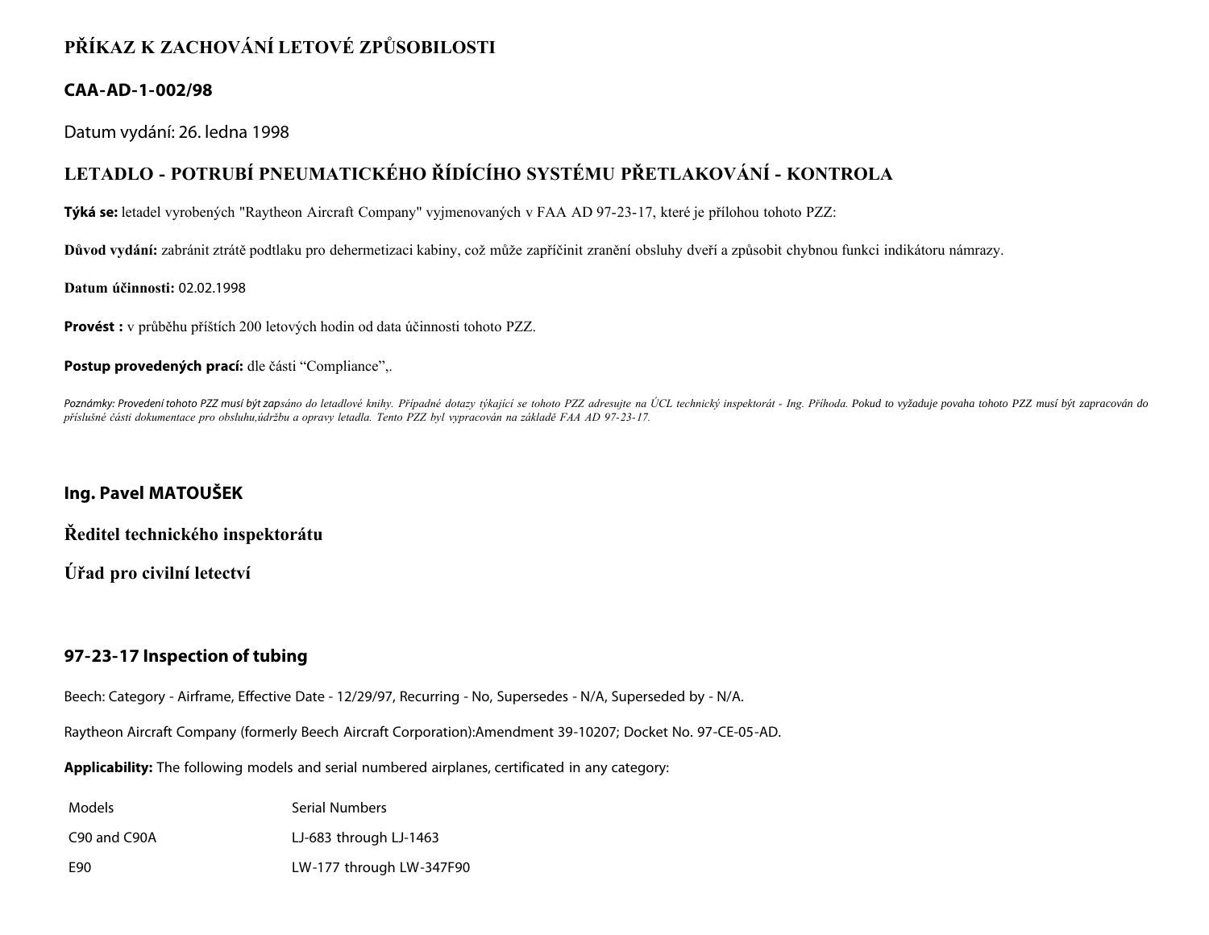# PŘÍKAZ K ZACHOVÁNÍ LETOVÉ ZPŮSOBILOSTI

## CAA-AD-1-002/98

Datum vydání: 26. ledna 1998

## LETADLO - POTRUBÍ PNEUMATICKÉHO ŘÍDÍCÍHO SYSTÉMU PŘETLAKOVÁNÍ - KONTROLA

**Týká se:** letadel vyrobených "Raytheon Aircraft Company" vyjmenovaných v FAA AD 97-23-17, které je přílohou tohoto PZZ:

**Důvod vydání:** zabránit ztrátě podtlaku pro dehermetizaci kabiny, což může zapříčinit zranění obsluhy dveří a způsobit chybnou funkci indikátoru námrazy.

**Datum účinnosti:** 02.02.1998

**Provést :** v průběhu příštích 200 letových hodin od data účinnosti tohoto PZZ.

**Postup provedených prací:** dle části “Compliance”,.

*Poznámky: Provedení tohoto PZZ musí být zapsáno do letadlové knihy. Případné dotazy týkající se tohoto PZZ adresujte na ÚCL technický inspektorát - Ing. Příhoda. Pokud to vyžaduje povaha tohoto PZZ musí být zapracován do příslušné části dokumentace pro obsluhu,údržbu a opravy letadla. Tento PZZ byl vypracován na základě FAA AD 97-23-17.*

**Ing. Pavel MATOUŠEK**

**Ředitel technického inspektorátu**

**Úřad pro civilní letectví**

## 97-23-17 Inspection of tubing

Beech: Category - Airframe, Effective Date - 12/29/97, Recurring - No, Supersedes - N/A, Superseded by - N/A.

Raytheon Aircraft Company (formerly Beech Aircraft Corporation):Amendment 39-10207; Docket No. 97-CE-05-AD.

**Applicability:** The following models and serial numbered airplanes, certificated in any category:

| Models | Serial Numbers |
|---|---|
| C90 and C90A | LJ-683 through LJ-1463 |
| E90 | LW-177 through LW-347F90 |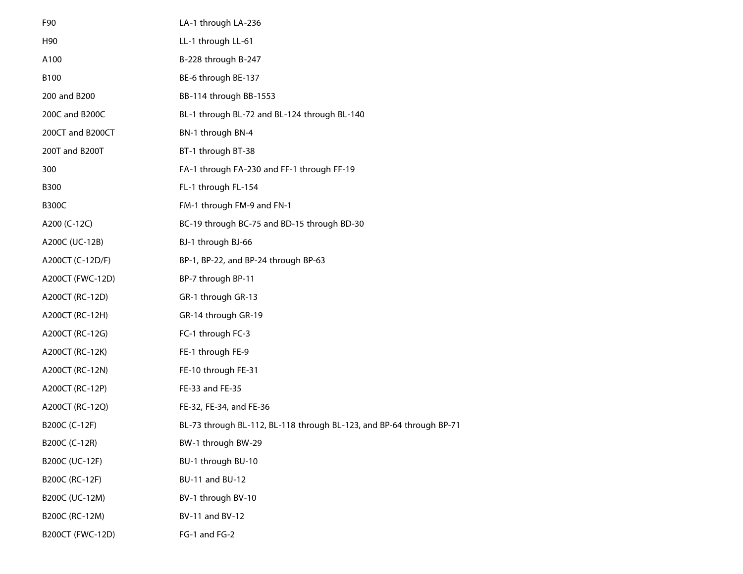| | |
|---|---|
| F90 | LA-1 through LA-236 |
| H90 | LL-1 through LL-61 |
| A100 | B-228 through B-247 |
| B100 | BE-6 through BE-137 |
| 200 and B200 | BB-114 through BB-1553 |
| 200C and B200C | BL-1 through BL-72 and BL-124 through BL-140 |
| 200CT and B200CT | BN-1 through BN-4 |
| 200T and B200T | BT-1 through BT-38 |
| 300 | FA-1 through FA-230 and FF-1 through FF-19 |
| B300 | FL-1 through FL-154 |
| B300C | FM-1 through FM-9 and FN-1 |
| A200 (C-12C) | BC-19 through BC-75 and BD-15 through BD-30 |
| A200C (UC-12B) | BJ-1 through BJ-66 |
| A200CT (C-12D/F) | BP-1, BP-22, and BP-24 through BP-63 |
| A200CT (FWC-12D) | BP-7 through BP-11 |
| A200CT (RC-12D) | GR-1 through GR-13 |
| A200CT (RC-12H) | GR-14 through GR-19 |
| A200CT (RC-12G) | FC-1 through FC-3 |
| A200CT (RC-12K) | FE-1 through FE-9 |
| A200CT (RC-12N) | FE-10 through FE-31 |
| A200CT (RC-12P) | FE-33 and FE-35 |
| A200CT (RC-12Q) | FE-32, FE-34, and FE-36 |
| B200C (C-12F) | BL-73 through BL-112, BL-118 through BL-123, and BP-64 through BP-71 |
| B200C (C-12R) | BW-1 through BW-29 |
| B200C (UC-12F) | BU-1 through BU-10 |
| B200C (RC-12F) | BU-11 and BU-12 |
| B200C (UC-12M) | BV-1 through BV-10 |
| B200C (RC-12M) | BV-11 and BV-12 |
| B200CT (FWC-12D) | FG-1 and FG-2 |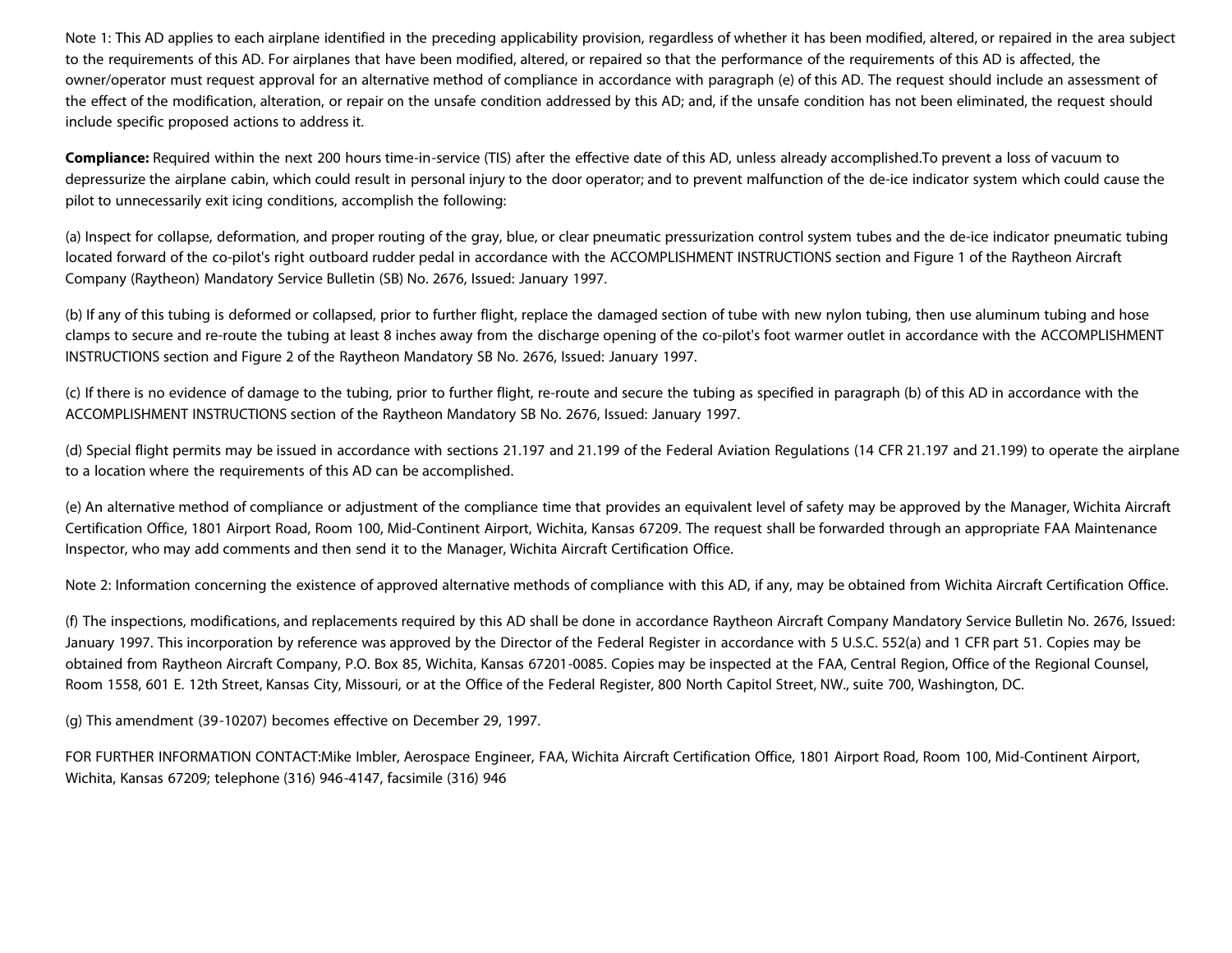Note 1: This AD applies to each airplane identified in the preceding applicability provision, regardless of whether it has been modified, altered, or repaired in the area subject to the requirements of this AD. For airplanes that have been modified, altered, or repaired so that the performance of the requirements of this AD is affected, the owner/operator must request approval for an alternative method of compliance in accordance with paragraph (e) of this AD. The request should include an assessment of the effect of the modification, alteration, or repair on the unsafe condition addressed by this AD; and, if the unsafe condition has not been eliminated, the request should include specific proposed actions to address it.

**Compliance:** Required within the next 200 hours time-in-service (TIS) after the effective date of this AD, unless already accomplished.To prevent a loss of vacuum to depressurize the airplane cabin, which could result in personal injury to the door operator; and to prevent malfunction of the de-ice indicator system which could cause the pilot to unnecessarily exit icing conditions, accomplish the following:

(a) Inspect for collapse, deformation, and proper routing of the gray, blue, or clear pneumatic pressurization control system tubes and the de-ice indicator pneumatic tubing located forward of the co-pilot's right outboard rudder pedal in accordance with the ACCOMPLISHMENT INSTRUCTIONS section and Figure 1 of the Raytheon Aircraft Company (Raytheon) Mandatory Service Bulletin (SB) No. 2676, Issued: January 1997.

(b) If any of this tubing is deformed or collapsed, prior to further flight, replace the damaged section of tube with new nylon tubing, then use aluminum tubing and hose clamps to secure and re-route the tubing at least 8 inches away from the discharge opening of the co-pilot's foot warmer outlet in accordance with the ACCOMPLISHMENT INSTRUCTIONS section and Figure 2 of the Raytheon Mandatory SB No. 2676, Issued: January 1997.

(c) If there is no evidence of damage to the tubing, prior to further flight, re-route and secure the tubing as specified in paragraph (b) of this AD in accordance with the ACCOMPLISHMENT INSTRUCTIONS section of the Raytheon Mandatory SB No. 2676, Issued: January 1997.

(d) Special flight permits may be issued in accordance with sections 21.197 and 21.199 of the Federal Aviation Regulations (14 CFR 21.197 and 21.199) to operate the airplane to a location where the requirements of this AD can be accomplished.

(e) An alternative method of compliance or adjustment of the compliance time that provides an equivalent level of safety may be approved by the Manager, Wichita Aircraft Certification Office, 1801 Airport Road, Room 100, Mid-Continent Airport, Wichita, Kansas 67209. The request shall be forwarded through an appropriate FAA Maintenance Inspector, who may add comments and then send it to the Manager, Wichita Aircraft Certification Office.

Note 2: Information concerning the existence of approved alternative methods of compliance with this AD, if any, may be obtained from Wichita Aircraft Certification Office.

(f) The inspections, modifications, and replacements required by this AD shall be done in accordance Raytheon Aircraft Company Mandatory Service Bulletin No. 2676, Issued: January 1997. This incorporation by reference was approved by the Director of the Federal Register in accordance with 5 U.S.C. 552(a) and 1 CFR part 51. Copies may be obtained from Raytheon Aircraft Company, P.O. Box 85, Wichita, Kansas 67201-0085. Copies may be inspected at the FAA, Central Region, Office of the Regional Counsel, Room 1558, 601 E. 12th Street, Kansas City, Missouri, or at the Office of the Federal Register, 800 North Capitol Street, NW., suite 700, Washington, DC.

(g) This amendment (39-10207) becomes effective on December 29, 1997.

FOR FURTHER INFORMATION CONTACT:Mike Imbler, Aerospace Engineer, FAA, Wichita Aircraft Certification Office, 1801 Airport Road, Room 100, Mid-Continent Airport, Wichita, Kansas 67209; telephone (316) 946-4147, facsimile (316) 946